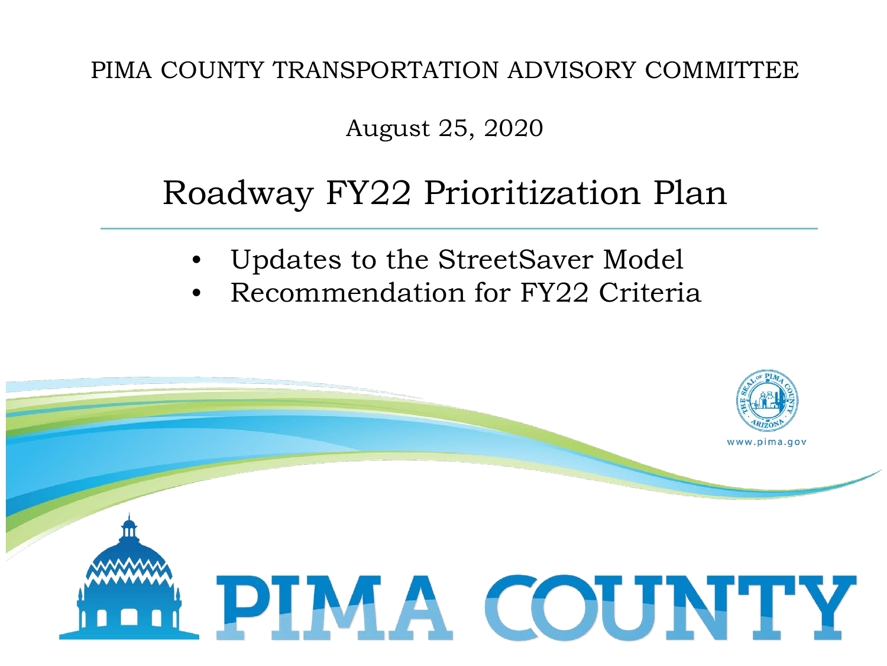PIMA COUNTY TRANSPORTATION ADVISORY COMMITTEE

August 25, 2020

# Roadway FY22 Prioritization Plan

- Updates to the StreetSaver Model
- Recommendation for FY22 Criteria

www.pima.gov

PIMA COUNTY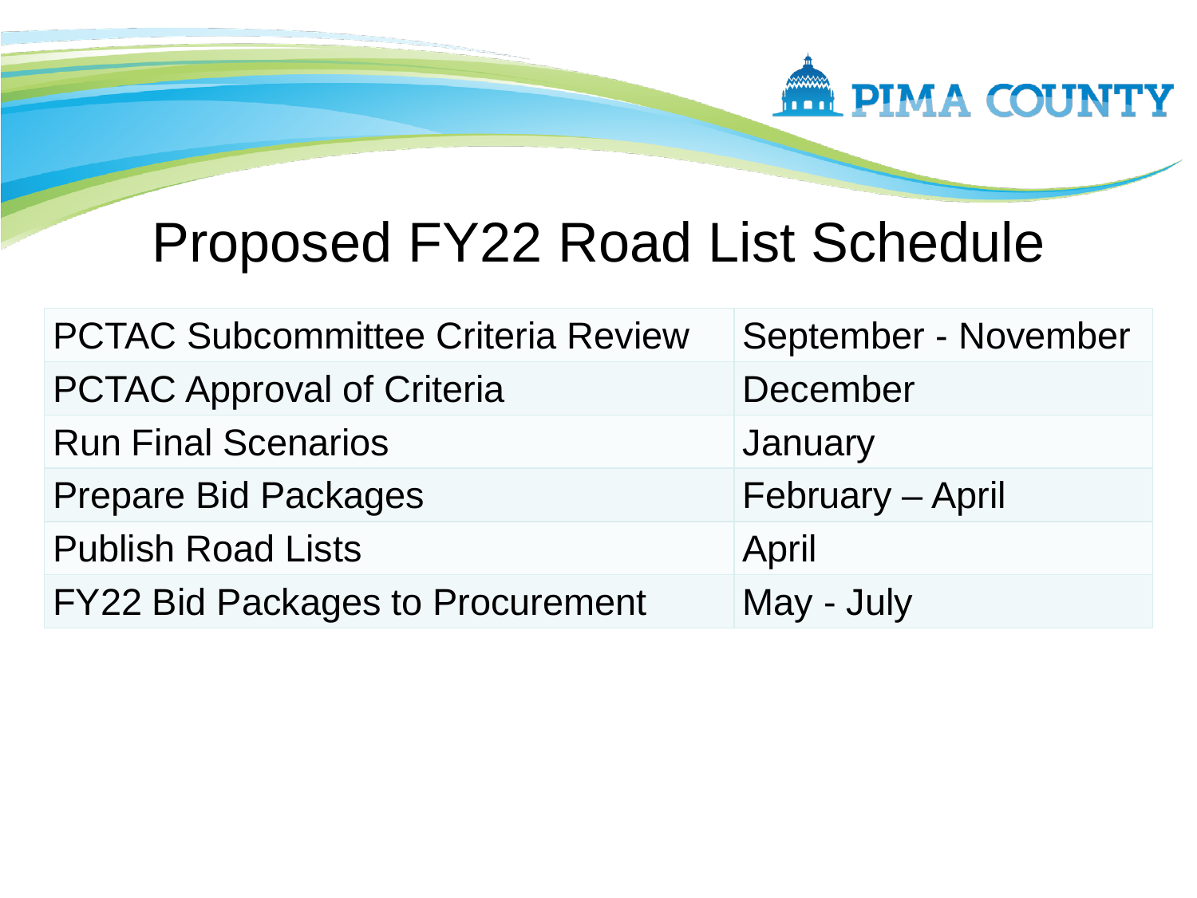# Proposed FY22 Road List Schedule

| Task | Timing |
|---|---|
| PCTAC Subcommittee Criteria Review | September - November |
| PCTAC Approval of Criteria | December |
| Run Final Scenarios | January |
| Prepare Bid Packages | February – April |
| Publish Road Lists | April |
| FY22 Bid Packages to Procurement | May - July |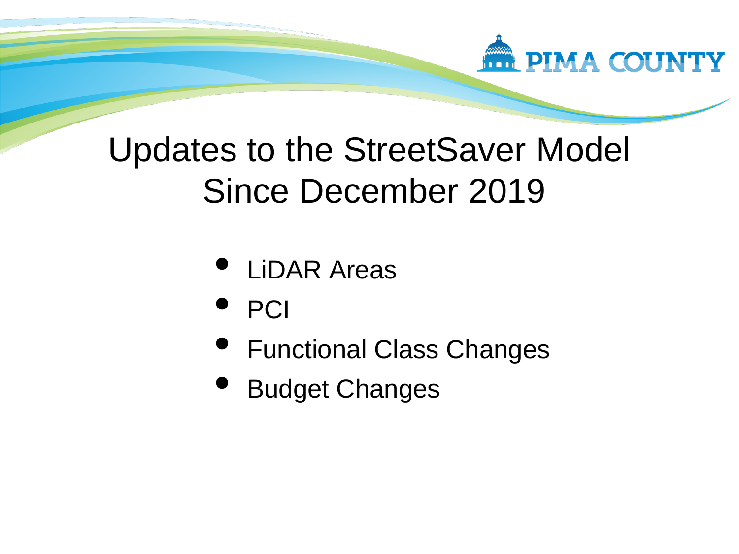# Updates to the StreetSaver Model Since December 2019

- LiDAR Areas
- PCI
- Functional Class Changes
- Budget Changes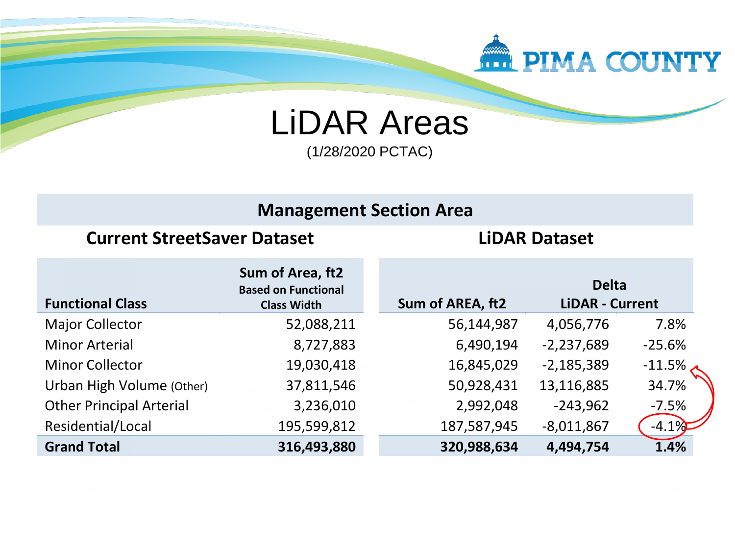# LiDAR Areas

(1/28/2020 PCTAC)

| Management Section Area | | | | |
|---|---|---|---|---|
| **Current StreetSaver Dataset** | | **LiDAR Dataset** | | |
| **Functional Class** | **Sum of Area, ft2** **Based on Functional Class Width** | **Sum of AREA, ft2** | **Delta LiDAR - Current** | |
| Major Collector | 52,088,211 | 56,144,987 | 4,056,776 | 7.8% |
| Minor Arterial | 8,727,883 | 6,490,194 | -2,237,689 | -25.6% |
| Minor Collector | 19,030,418 | 16,845,029 | -2,185,389 | -11.5% |
| Urban High Volume (Other) | 37,811,546 | 50,928,431 | 13,116,885 | 34.7% |
| Other Principal Arterial | 3,236,010 | 2,992,048 | -243,962 | -7.5% |
| Residential/Local | 195,599,812 | 187,587,945 | -8,011,867 | -4.1% |
| **Grand Total** | **316,493,880** | **320,988,634** | **4,494,754** | **1.4%** |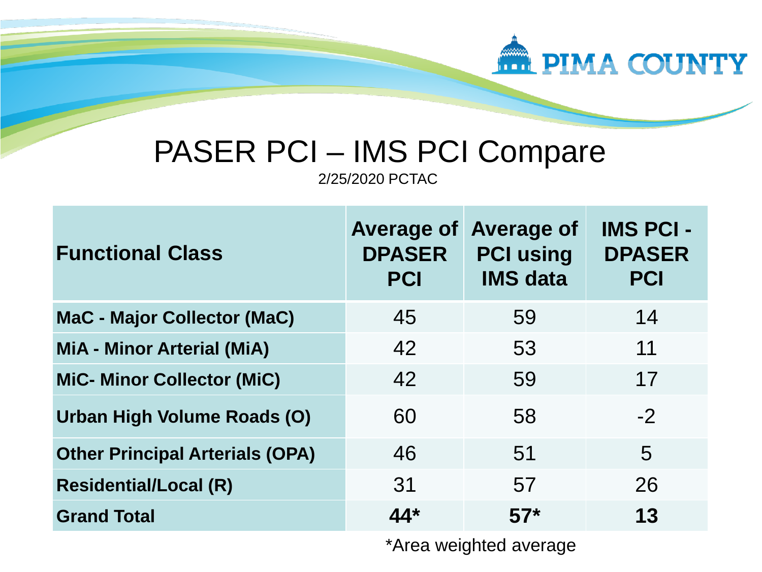# PASER PCI – IMS PCI Compare

2/25/2020 PCTAC

| Functional Class | Average of DPASER PCI | Average of PCI using IMS data | IMS PCI - DPASER PCI |
|---|---|---|---|
| **MaC - Major Collector (MaC)** | 45 | 59 | 14 |
| **MiA - Minor Arterial (MiA)** | 42 | 53 | 11 |
| **MiC- Minor Collector (MiC)** | 42 | 59 | 17 |
| **Urban High Volume Roads (O)** | 60 | 58 | -2 |
| **Other Principal Arterials (OPA)** | 46 | 51 | 5 |
| **Residential/Local (R)** | 31 | 57 | 26 |
| **Grand Total** | **44*** | **57*** | **13** |

*Area weighted average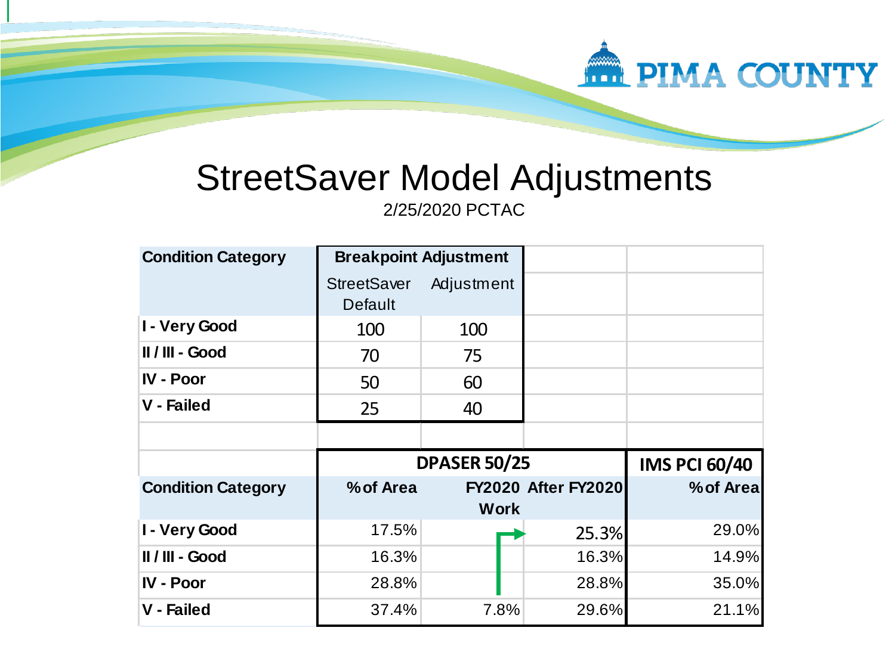# StreetSaver Model Adjustments

2/25/2020 PCTAC

| Condition Category | Breakpoint Adjustment | |
|---|---|---|
| | StreetSaver Default | Adjustment |
| I - Very Good | 100 | 100 |
| II / III - Good | 70 | 75 |
| IV - Poor | 50 | 60 |
| V - Failed | 25 | 40 |

| | DPASER 50/25 | | | IMS PCI 60/40 |
|---|---|---|---|---|
| Condition Category | % of Area | FY2020 Work | After FY2020 | % of Area |
| I - Very Good | 17.5% | | 25.3% | 29.0% |
| II / III - Good | 16.3% | | 16.3% | 14.9% |
| IV - Poor | 28.8% | | 28.8% | 35.0% |
| V - Failed | 37.4% | 7.8% | 29.6% | 21.1% |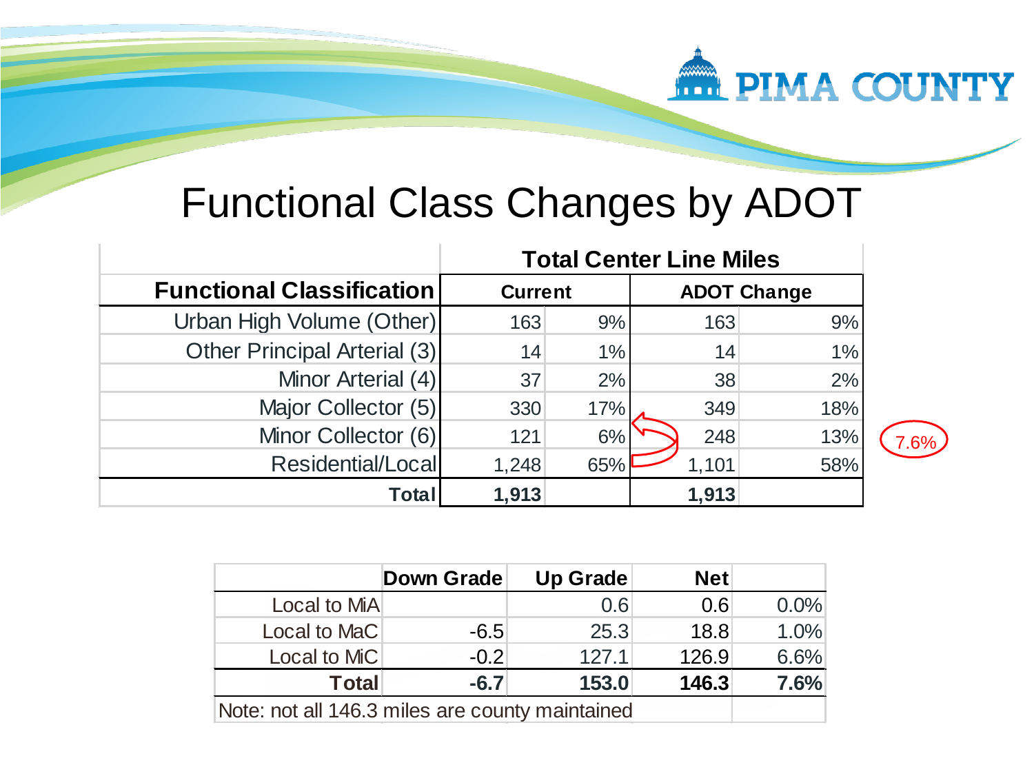# Functional Class Changes by ADOT

| | Total Center Line Miles | | | |
|---|---|---|---|---|
| **Functional Classification** | **Current** | | **ADOT Change** | |
| Urban High Volume (Other) | 163 | 9% | 163 | 9% |
| Other Principal Arterial (3) | 14 | 1% | 14 | 1% |
| Minor Arterial (4) | 37 | 2% | 38 | 2% |
| Major Collector (5) | 330 | 17% | 349 | 18% |
| Minor Collector (6) | 121 | 6% | 248 | 13% |
| Residential/Local | 1,248 | 65% | 1,101 | 58% |
| **Total** | **1,913** | | **1,913** | |

7.6%

| | Down Grade | Up Grade | Net | |
|---|---|---|---|---|
| Local to MiA | | 0.6 | 0.6 | 0.0% |
| Local to MaC | -6.5 | 25.3 | 18.8 | 1.0% |
| Local to MiC | -0.2 | 127.1 | 126.9 | 6.6% |
| **Total** | **-6.7** | **153.0** | **146.3** | **7.6%** |

Note: not all 146.3 miles are county maintained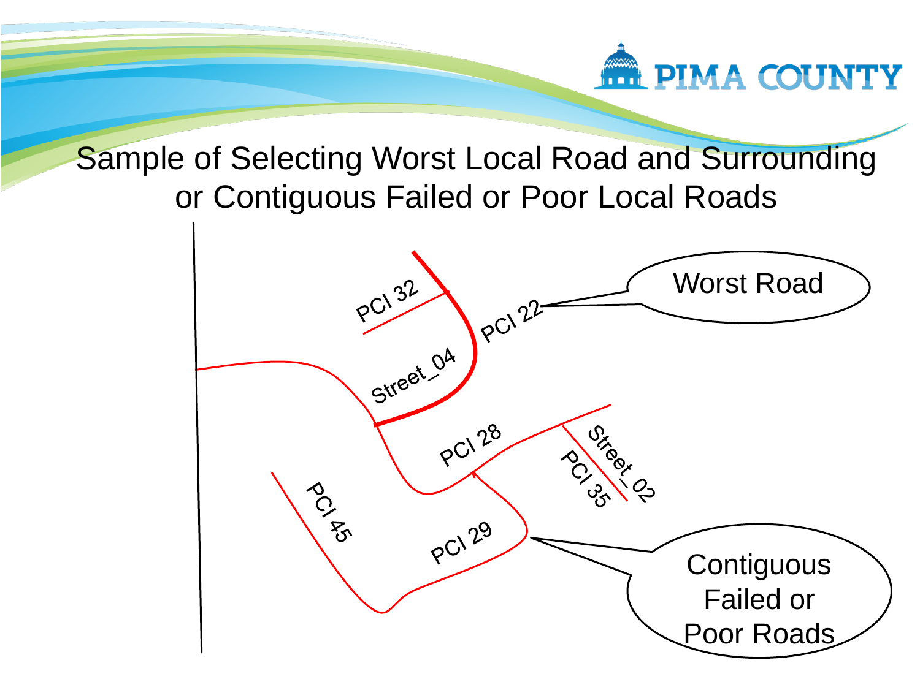# Sample of Selecting Worst Local Road and Surrounding or Contiguous Failed or Poor Local Roads

Worst Road

PCI 22

PCI 32

Street_04

PCI 28

Street_02

PCI 35

PCI 45

PCI 29

Contiguous Failed or Poor Roads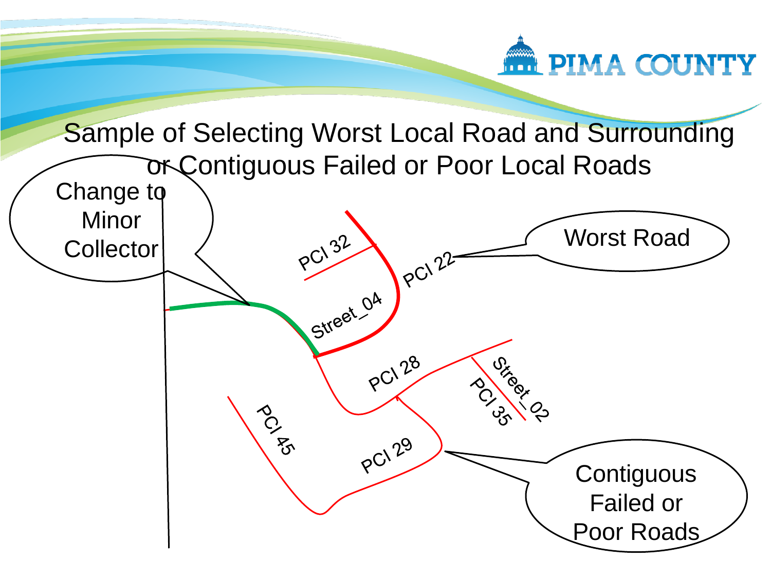# Sample of Selecting Worst Local Road and Surrounding or Contiguous Failed or Poor Local Roads

Change to Minor Collector

Worst Road

Contiguous Failed or Poor Roads

PCI 32

PCI 22

Street_04

PCI 28

Street_02

PCI 35

PCI 45

PCI 29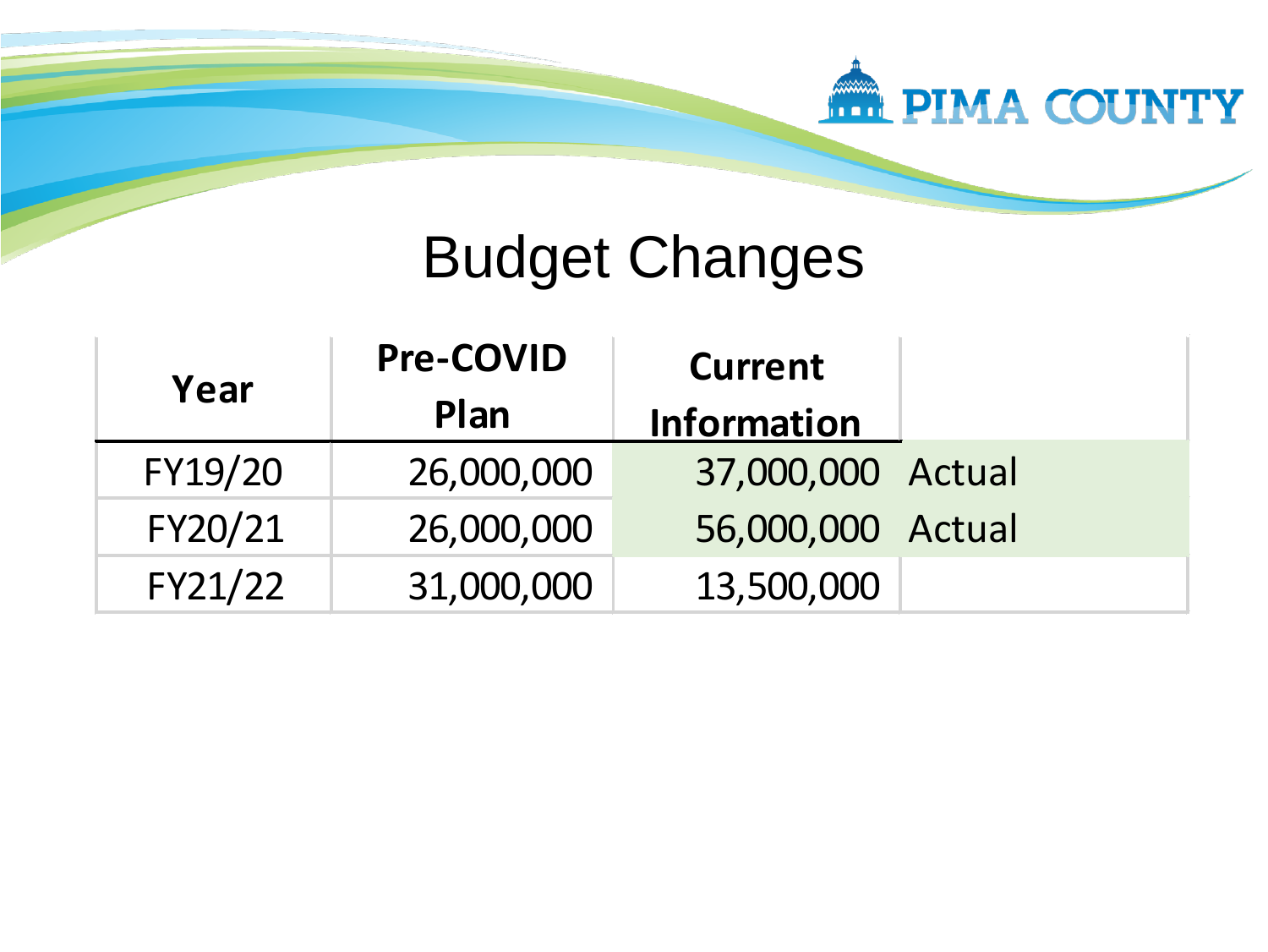# Budget Changes

| Year | Pre-COVID Plan | Current Information | |
|---|---|---|---|
| FY19/20 | 26,000,000 | 37,000,000 | Actual |
| FY20/21 | 26,000,000 | 56,000,000 | Actual |
| FY21/22 | 31,000,000 | 13,500,000 | |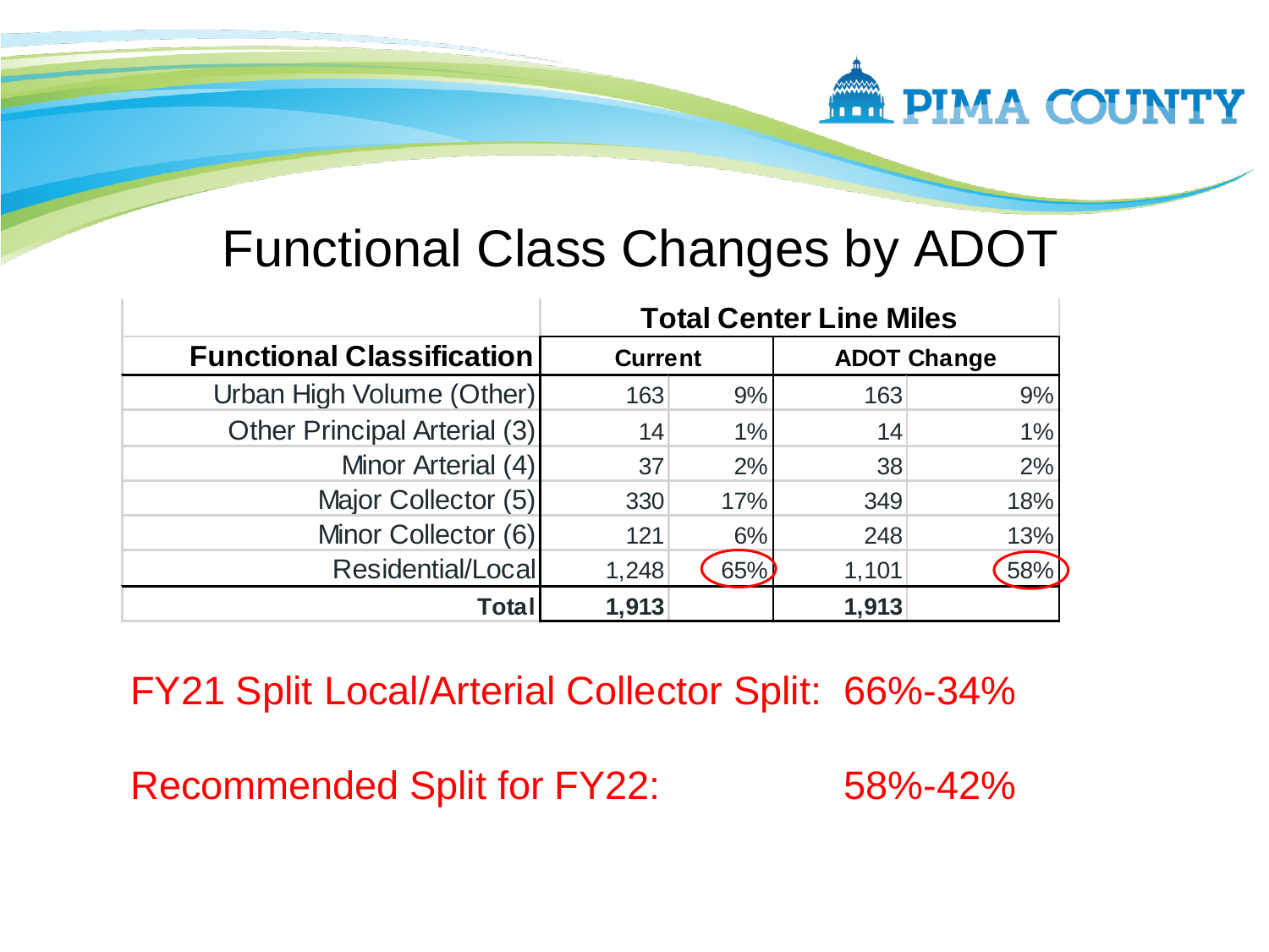# Functional Class Changes by ADOT

| | Total Center Line Miles | | | |
|---|---|---|---|---|
| **Functional Classification** | **Current** | | **ADOT Change** | |
| Urban High Volume (Other) | 163 | 9% | 163 | 9% |
| Other Principal Arterial (3) | 14 | 1% | 14 | 1% |
| Minor Arterial (4) | 37 | 2% | 38 | 2% |
| Major Collector (5) | 330 | 17% | 349 | 18% |
| Minor Collector (6) | 121 | 6% | 248 | 13% |
| Residential/Local | 1,248 | 65% | 1,101 | 58% |
| **Total** | **1,913** | | **1,913** | |

FY21 Split Local/Arterial Collector Split: 66%-34%

Recommended Split for FY22: 58%-42%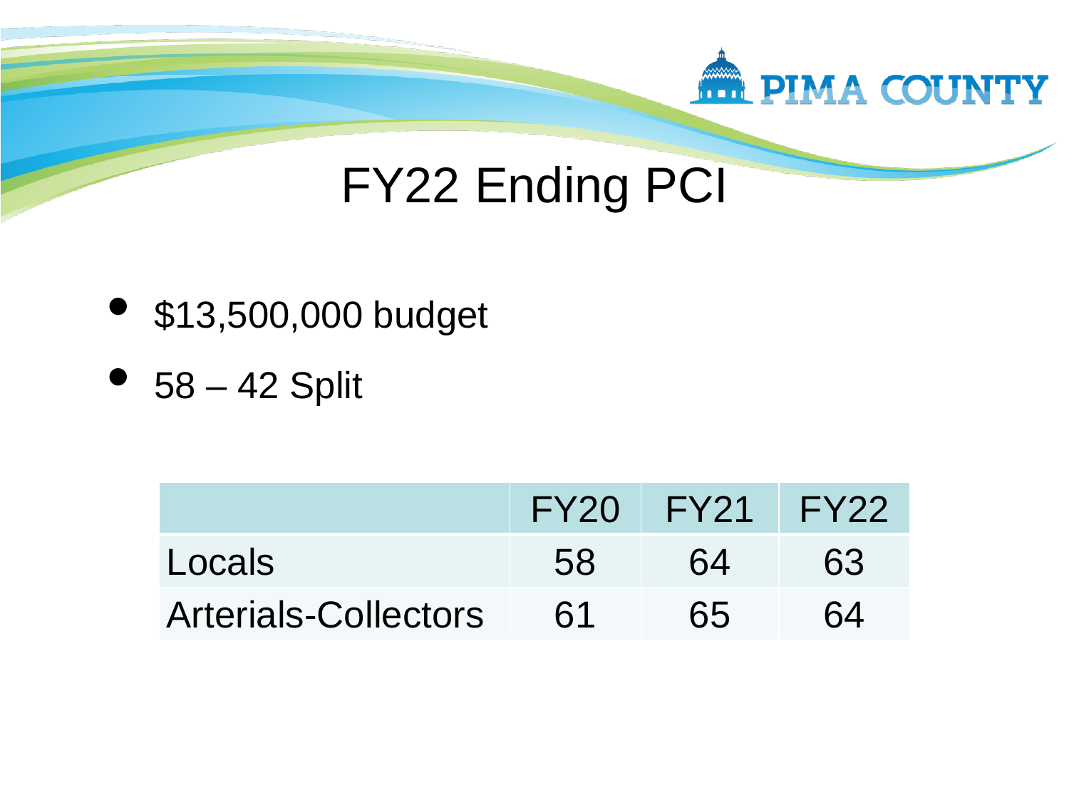# FY22 Ending PCI

- $13,500,000 budget
- 58 – 42 Split

| | FY20 | FY21 | FY22 |
|---|---|---|---|
| Locals | 58 | 64 | 63 |
| Arterials-Collectors | 61 | 65 | 64 |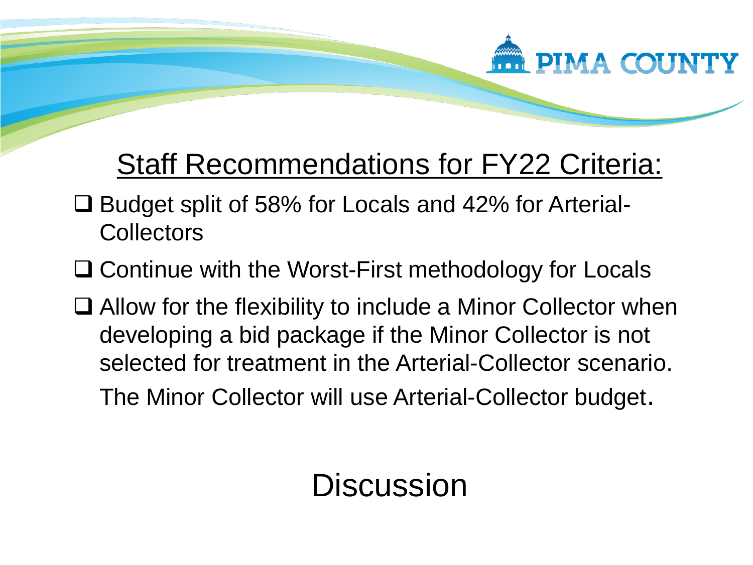## Staff Recommendations for FY22 Criteria:

- Budget split of 58% for Locals and 42% for Arterial-Collectors
- Continue with the Worst-First methodology for Locals
- Allow for the flexibility to include a Minor Collector when developing a bid package if the Minor Collector is not selected for treatment in the Arterial-Collector scenario.

  The Minor Collector will use Arterial-Collector budget.

# Discussion